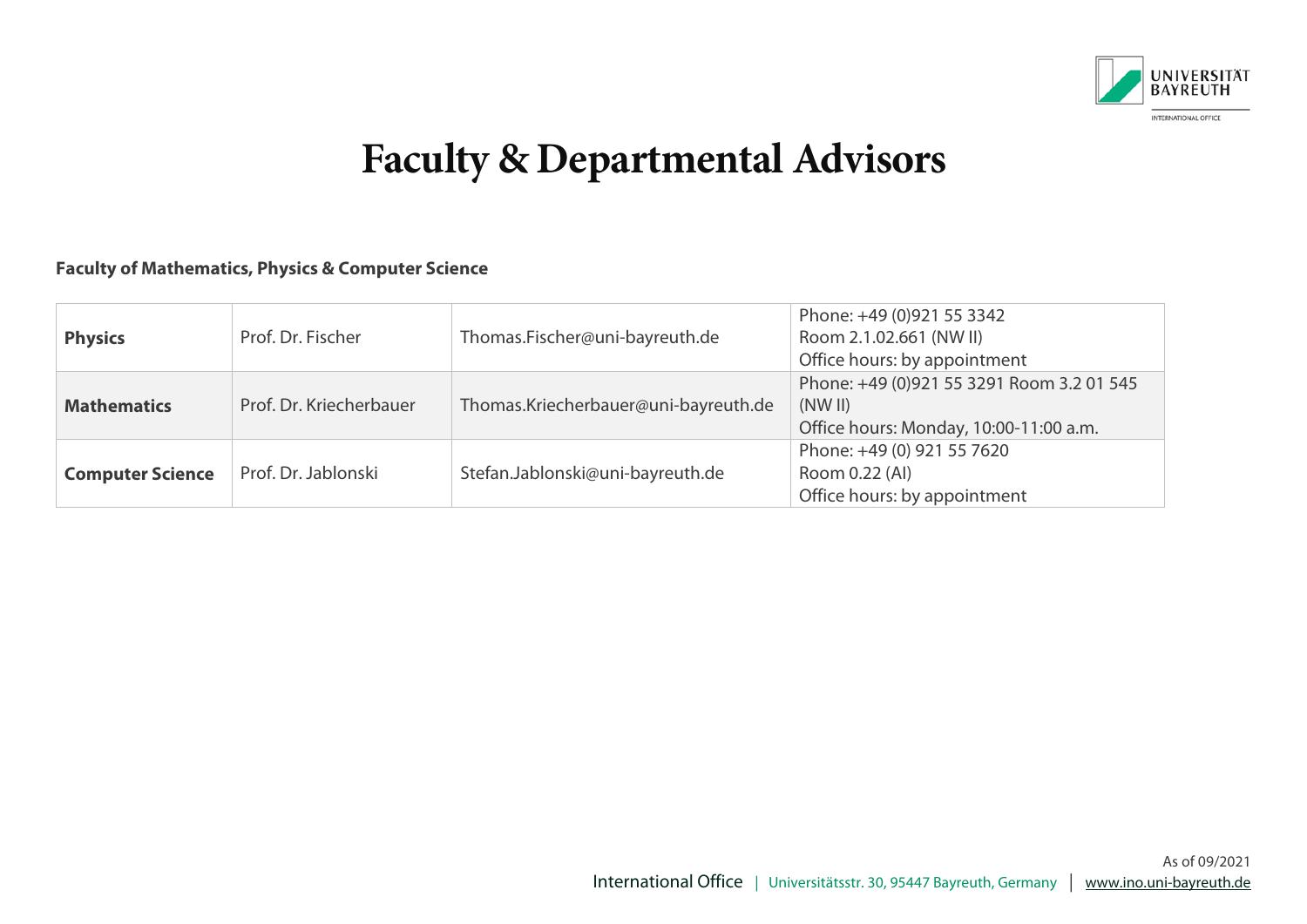# Faculty & Departmental Advisors

**Faculty of Mathematics, Physics & Computer Science**

| | | | |
|---|---|---|---|
| **Physics** | Prof. Dr. Fischer | Thomas.Fischer@uni-bayreuth.de | Phone: +49 (0)921 55 3342<br>Room 2.1.02.661 (NW II)<br>Office hours: by appointment |
| **Mathematics** | Prof. Dr. Kriecherbauer | Thomas.Kriecherbauer@uni-bayreuth.de | Phone: +49 (0)921 55 3291 Room 3.2 01 545 (NW II)<br>Office hours: Monday, 10:00-11:00 a.m. |
| **Computer Science** | Prof. Dr. Jablonski | Stefan.Jablonski@uni-bayreuth.de | Phone: +49 (0) 921 55 7620<br>Room 0.22 (AI)<br>Office hours: by appointment |

As of 09/2021

International Office | Universitätsstr. 30, 95447 Bayreuth, Germany | www.ino.uni-bayreuth.de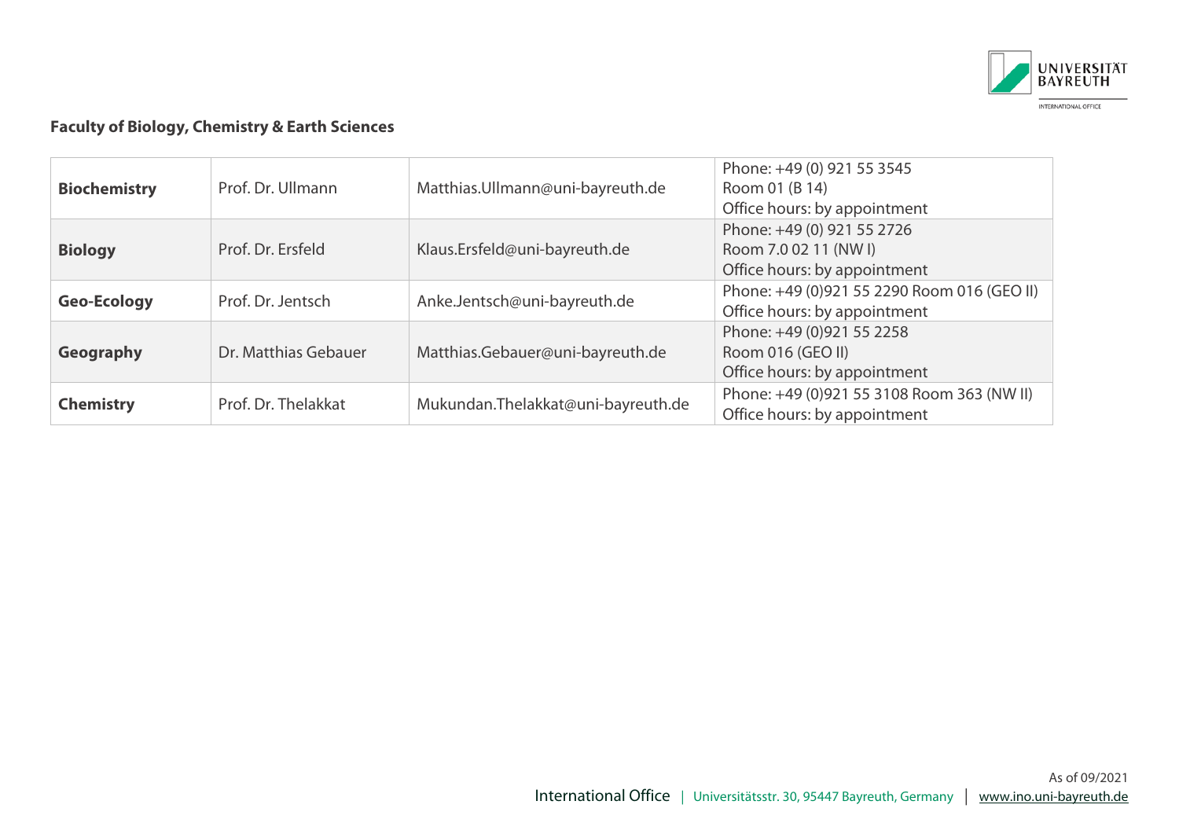**Faculty of Biology, Chemistry & Earth Sciences**

| | | | |
|---|---|---|---|
| **Biochemistry** | Prof. Dr. Ullmann | Matthias.Ullmann@uni-bayreuth.de | Phone: +49 (0) 921 55 3545<br>Room 01 (B 14)<br>Office hours: by appointment |
| **Biology** | Prof. Dr. Ersfeld | Klaus.Ersfeld@uni-bayreuth.de | Phone: +49 (0) 921 55 2726<br>Room 7.0 02 11 (NW I)<br>Office hours: by appointment |
| **Geo-Ecology** | Prof. Dr. Jentsch | Anke.Jentsch@uni-bayreuth.de | Phone: +49 (0)921 55 2290 Room 016 (GEO II)<br>Office hours: by appointment |
| **Geography** | Dr. Matthias Gebauer | Matthias.Gebauer@uni-bayreuth.de | Phone: +49 (0)921 55 2258<br>Room 016 (GEO II)<br>Office hours: by appointment |
| **Chemistry** | Prof. Dr. Thelakkat | Mukundan.Thelakkat@uni-bayreuth.de | Phone: +49 (0)921 55 3108 Room 363 (NW II)<br>Office hours: by appointment |

As of 09/2021

International Office | Universitätsstr. 30, 95447 Bayreuth, Germany | www.ino.uni-bayreuth.de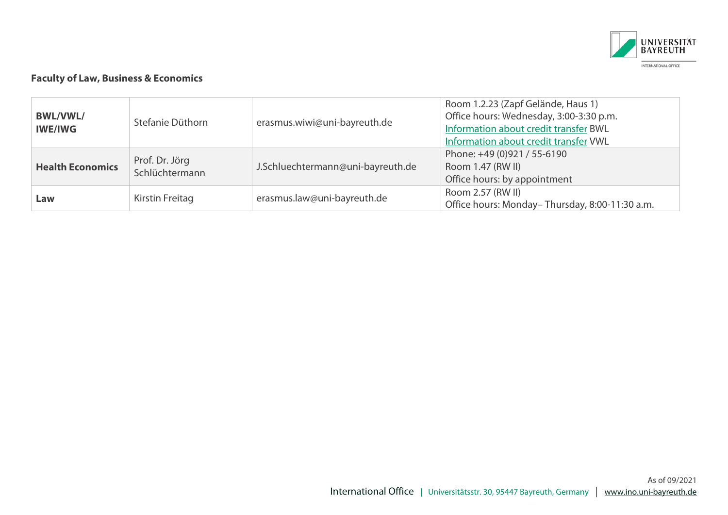**Faculty of Law, Business & Economics**

| | | | |
|---|---|---|---|
| **BWL/VWL/ IWE/IWG** | Stefanie Düthorn | erasmus.wiwi@uni-bayreuth.de | Room 1.2.23 (Zapf Gelände, Haus 1)<br>Office hours: Wednesday, 3:00-3:30 p.m.<br>Information about credit transfer BWL<br>Information about credit transfer VWL |
| **Health Economics** | Prof. Dr. Jörg Schlüchtermann | J.Schluechtermann@uni-bayreuth.de | Phone: +49 (0)921 / 55-6190<br>Room 1.47 (RW II)<br>Office hours: by appointment |
| **Law** | Kirstin Freitag | erasmus.law@uni-bayreuth.de | Room 2.57 (RW II)<br>Office hours: Monday– Thursday, 8:00-11:30 a.m. |

As of 09/2021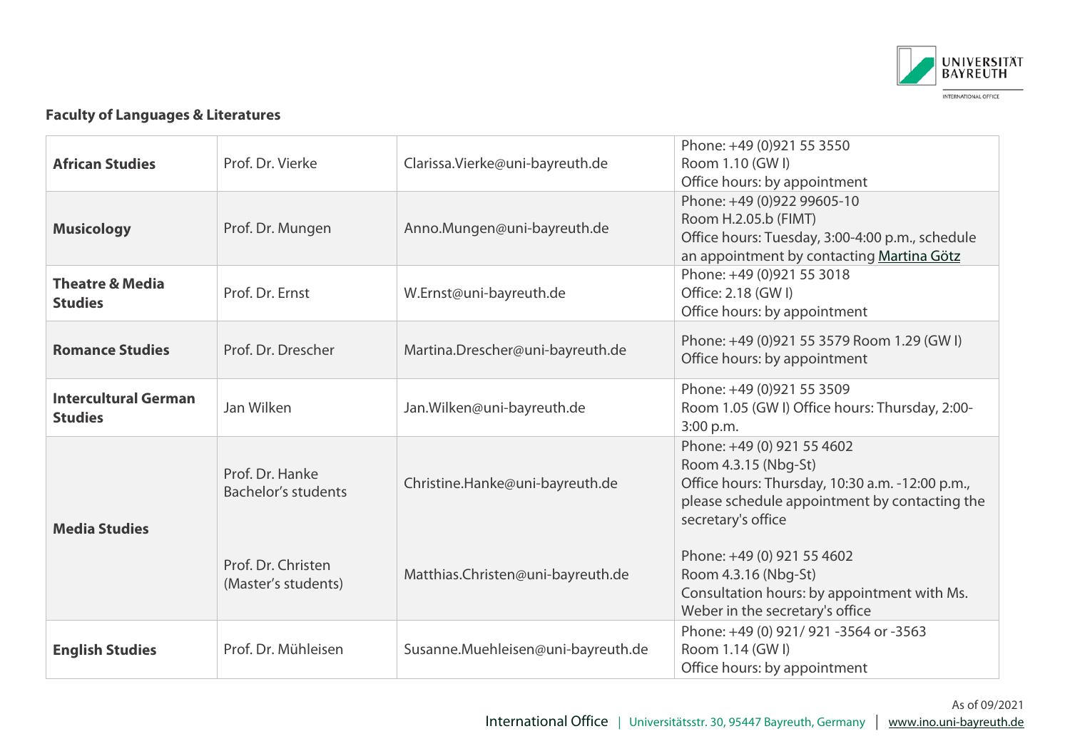**Faculty of Languages & Literatures**

| | | | |
|---|---|---|---|
| **African Studies** | Prof. Dr. Vierke | Clarissa.Vierke@uni-bayreuth.de | Phone: +49 (0)921 55 3550<br>Room 1.10 (GW I)<br>Office hours: by appointment |
| **Musicology** | Prof. Dr. Mungen | Anno.Mungen@uni-bayreuth.de | Phone: +49 (0)922 99605-10<br>Room H.2.05.b (FIMT)<br>Office hours: Tuesday, 3:00-4:00 p.m., schedule an appointment by contacting Martina Götz |
| **Theatre & Media Studies** | Prof. Dr. Ernst | W.Ernst@uni-bayreuth.de | Phone: +49 (0)921 55 3018<br>Office: 2.18 (GW I)<br>Office hours: by appointment |
| **Romance Studies** | Prof. Dr. Drescher | Martina.Drescher@uni-bayreuth.de | Phone: +49 (0)921 55 3579 Room 1.29 (GW I)<br>Office hours: by appointment |
| **Intercultural German Studies** | Jan Wilken | Jan.Wilken@uni-bayreuth.de | Phone: +49 (0)921 55 3509<br>Room 1.05 (GW I) Office hours: Thursday, 2:00-3:00 p.m. |
| **Media Studies** | Prof. Dr. Hanke<br>Bachelor's students | Christine.Hanke@uni-bayreuth.de | Phone: +49 (0) 921 55 4602<br>Room 4.3.15 (Nbg-St)<br>Office hours: Thursday, 10:30 a.m. -12:00 p.m., please schedule appointment by contacting the secretary's office |
| | Prof. Dr. Christen<br>(Master's students) | Matthias.Christen@uni-bayreuth.de | Phone: +49 (0) 921 55 4602<br>Room 4.3.16 (Nbg-St)<br>Consultation hours: by appointment with Ms. Weber in the secretary's office |
| **English Studies** | Prof. Dr. Mühleisen | Susanne.Muehleisen@uni-bayreuth.de | Phone: +49 (0) 921/ 921 -3564 or -3563<br>Room 1.14 (GW I)<br>Office hours: by appointment |

As of 09/2021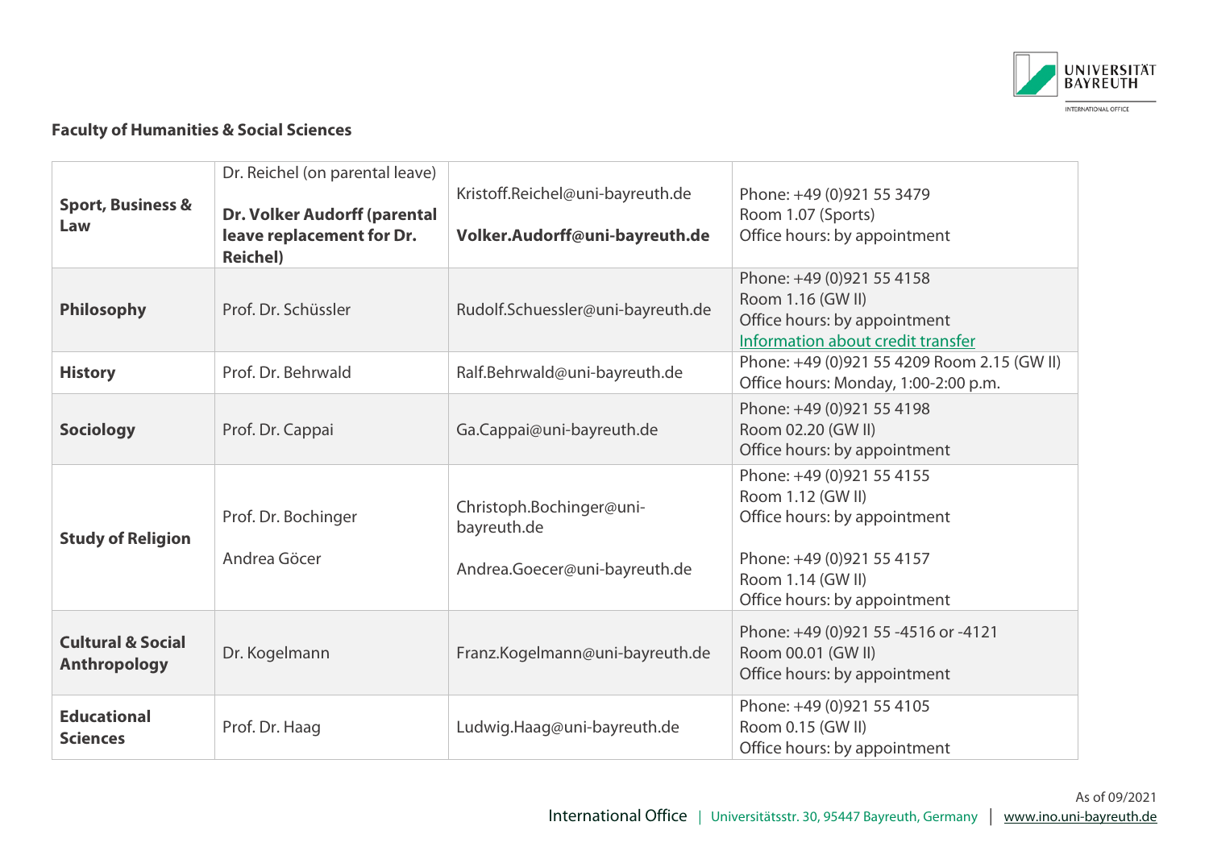## Faculty of Humanities & Social Sciences

| | | | |
|---|---|---|---|
| **Sport, Business & Law** | Dr. Reichel (on parental leave)<br><br>**Dr. Volker Audorff (parental leave replacement for Dr. Reichel)** | Kristoff.Reichel@uni-bayreuth.de<br><br>**Volker.Audorff@uni-bayreuth.de** | Phone: +49 (0)921 55 3479<br>Room 1.07 (Sports)<br>Office hours: by appointment |
| **Philosophy** | Prof. Dr. Schüssler | Rudolf.Schuessler@uni-bayreuth.de | Phone: +49 (0)921 55 4158<br>Room 1.16 (GW II)<br>Office hours: by appointment<br>Information about credit transfer |
| **History** | Prof. Dr. Behrwald | Ralf.Behrwald@uni-bayreuth.de | Phone: +49 (0)921 55 4209 Room 2.15 (GW II)<br>Office hours: Monday, 1:00-2:00 p.m. |
| **Sociology** | Prof. Dr. Cappai | Ga.Cappai@uni-bayreuth.de | Phone: +49 (0)921 55 4198<br>Room 02.20 (GW II)<br>Office hours: by appointment |
| **Study of Religion** | Prof. Dr. Bochinger<br><br>Andrea Göcer | Christoph.Bochinger@uni-bayreuth.de<br><br>Andrea.Goecer@uni-bayreuth.de | Phone: +49 (0)921 55 4155<br>Room 1.12 (GW II)<br>Office hours: by appointment<br><br>Phone: +49 (0)921 55 4157<br>Room 1.14 (GW II)<br>Office hours: by appointment |
| **Cultural & Social Anthropology** | Dr. Kogelmann | Franz.Kogelmann@uni-bayreuth.de | Phone: +49 (0)921 55 -4516 or -4121<br>Room 00.01 (GW II)<br>Office hours: by appointment |
| **Educational Sciences** | Prof. Dr. Haag | Ludwig.Haag@uni-bayreuth.de | Phone: +49 (0)921 55 4105<br>Room 0.15 (GW II)<br>Office hours: by appointment |

As of 09/2021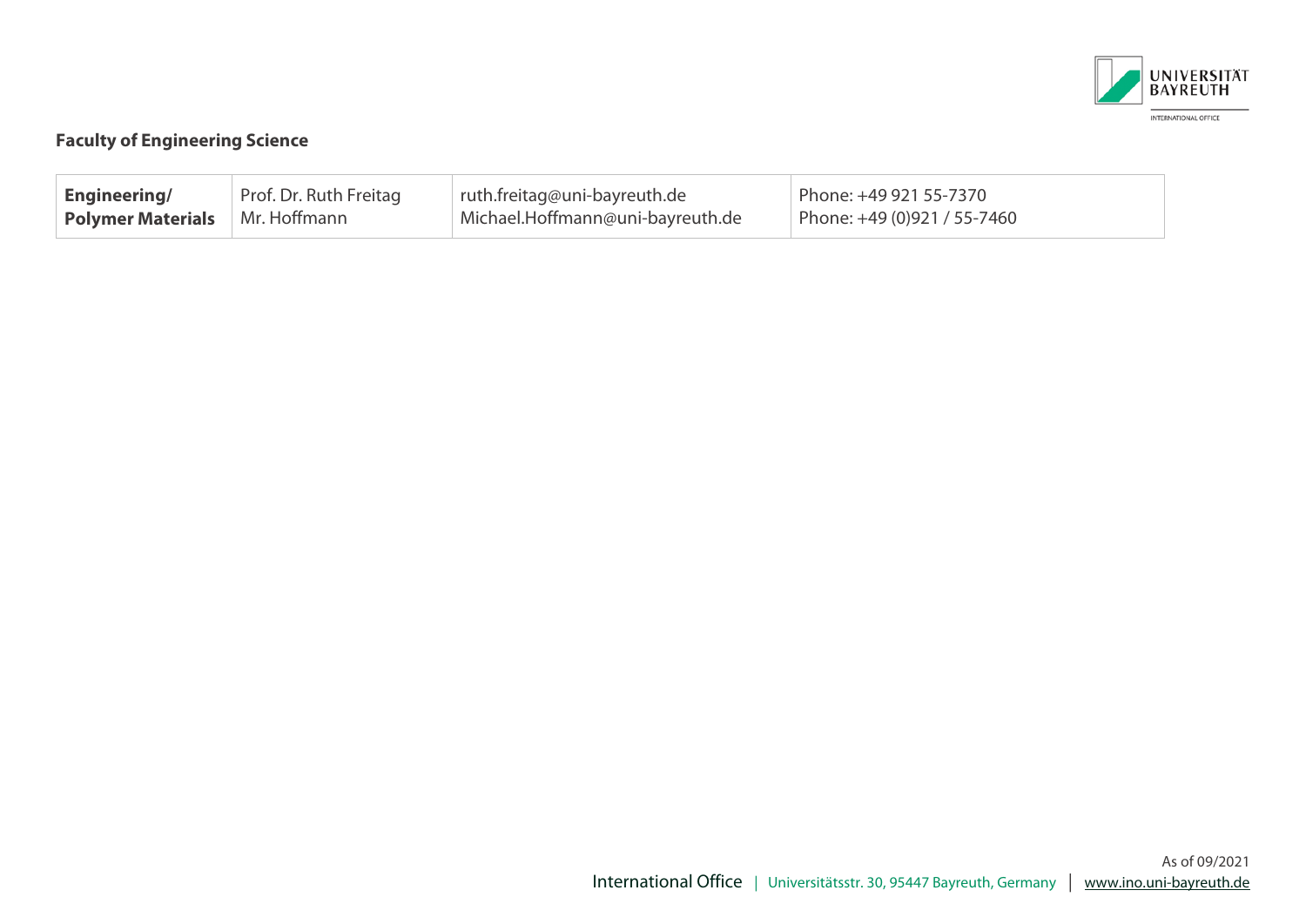**Faculty of Engineering Science**

| Engineering/ Polymer Materials | Prof. Dr. Ruth Freitag<br>Mr. Hoffmann | ruth.freitag@uni-bayreuth.de<br>Michael.Hoffmann@uni-bayreuth.de | Phone: +49 921 55-7370<br>Phone: +49 (0)921 / 55-7460 |
|---|---|---|---|

As of 09/2021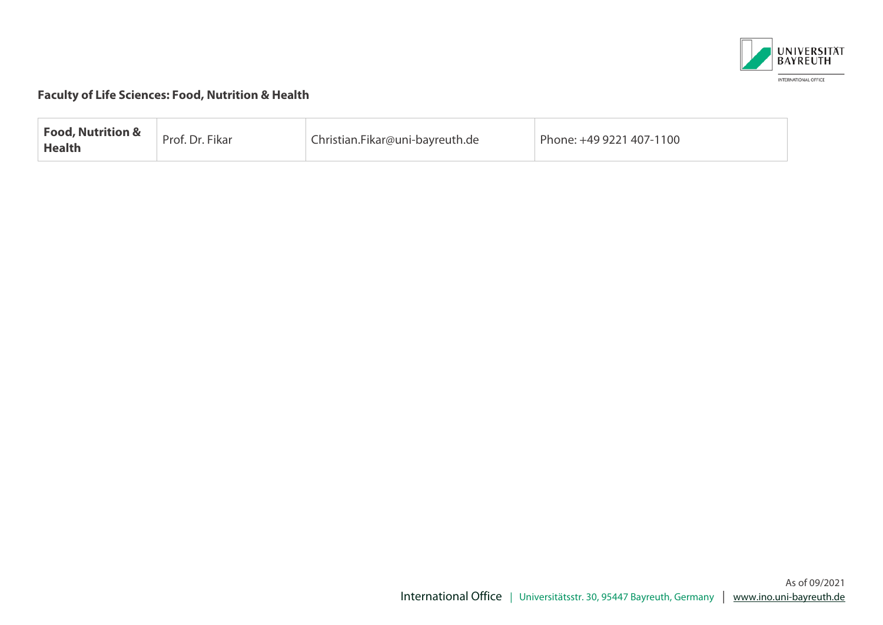**Faculty of Life Sciences: Food, Nutrition & Health**

| | | | |
|---|---|---|---|
| **Food, Nutrition & Health** | Prof. Dr. Fikar | Christian.Fikar@uni-bayreuth.de | Phone: +49 9221 407-1100 |

As of 09/2021

International Office | Universitätsstr. 30, 95447 Bayreuth, Germany | www.ino.uni-bayreuth.de